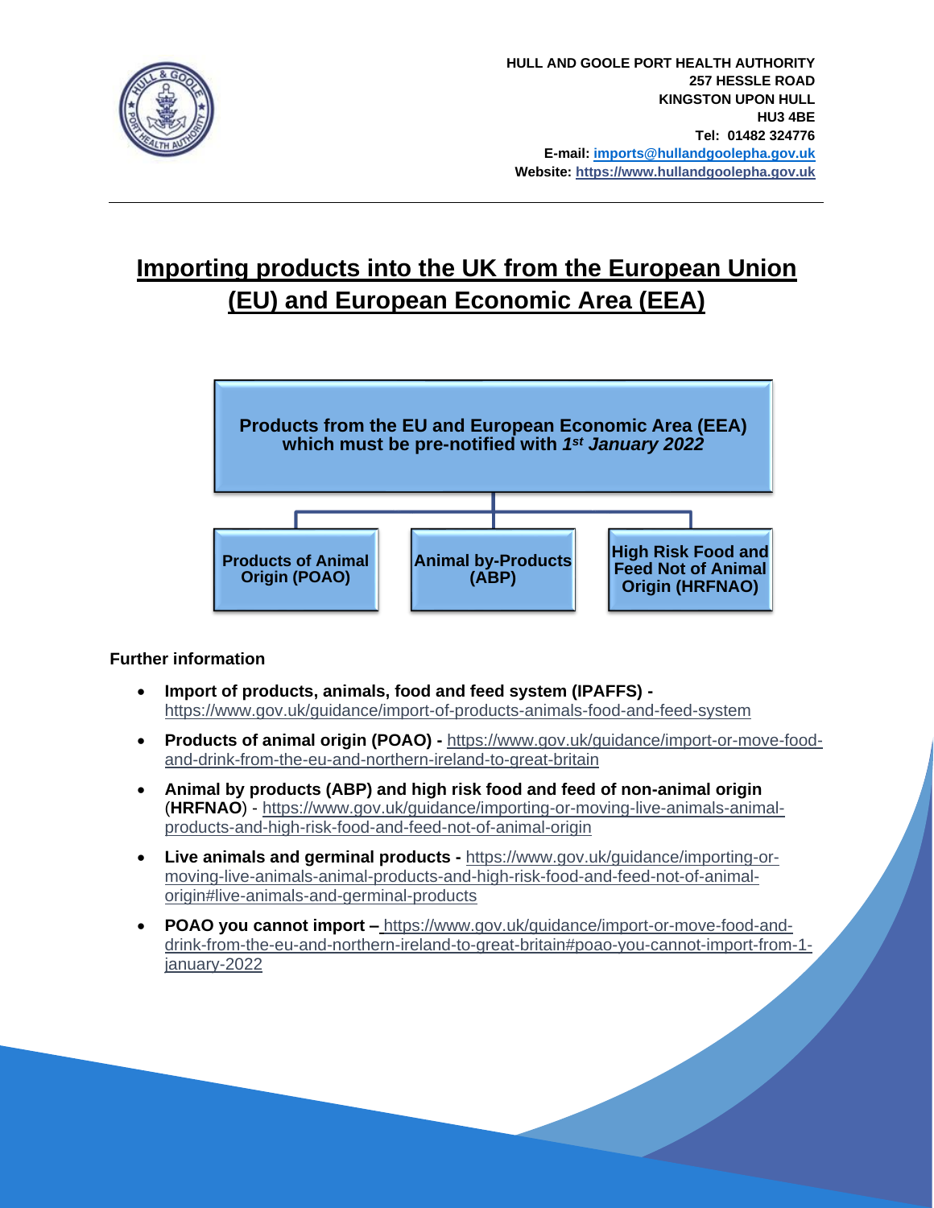**HULL AND GOOLE PORT HEALTH AUTHORITY**
**257 HESSLE ROAD**
**KINGSTON UPON HULL**
**HU3 4BE**
**Tel: 01482 324776**
**E-mail: imports@hullandgoolepha.gov.uk**
**Website: https://www.hullandgoolepha.gov.uk**

---

# Importing products into the UK from the European Union (EU) and European Economic Area (EEA)

**Products from the EU and European Economic Area (EEA) which must be pre-notified with *1st January 2022***

- **Products of Animal Origin (POAO)**
- **Animal by-Products (ABP)**
- **High Risk Food and Feed Not of Animal Origin (HRFNAO)**

**Further information**

- **Import of products, animals, food and feed system (IPAFFS) -** https://www.gov.uk/guidance/import-of-products-animals-food-and-feed-system
- **Products of animal origin (POAO) -** https://www.gov.uk/guidance/import-or-move-food-and-drink-from-the-eu-and-northern-ireland-to-great-britain
- **Animal by products (ABP) and high risk food and feed of non-animal origin** (**HRFNAO**) - https://www.gov.uk/guidance/importing-or-moving-live-animals-animal-products-and-high-risk-food-and-feed-not-of-animal-origin
- **Live animals and germinal products -** https://www.gov.uk/guidance/importing-or-moving-live-animals-animal-products-and-high-risk-food-and-feed-not-of-animal-origin#live-animals-and-germinal-products
- **POAO you cannot import –** https://www.gov.uk/guidance/import-or-move-food-and-drink-from-the-eu-and-northern-ireland-to-great-britain#poao-you-cannot-import-from-1-january-2022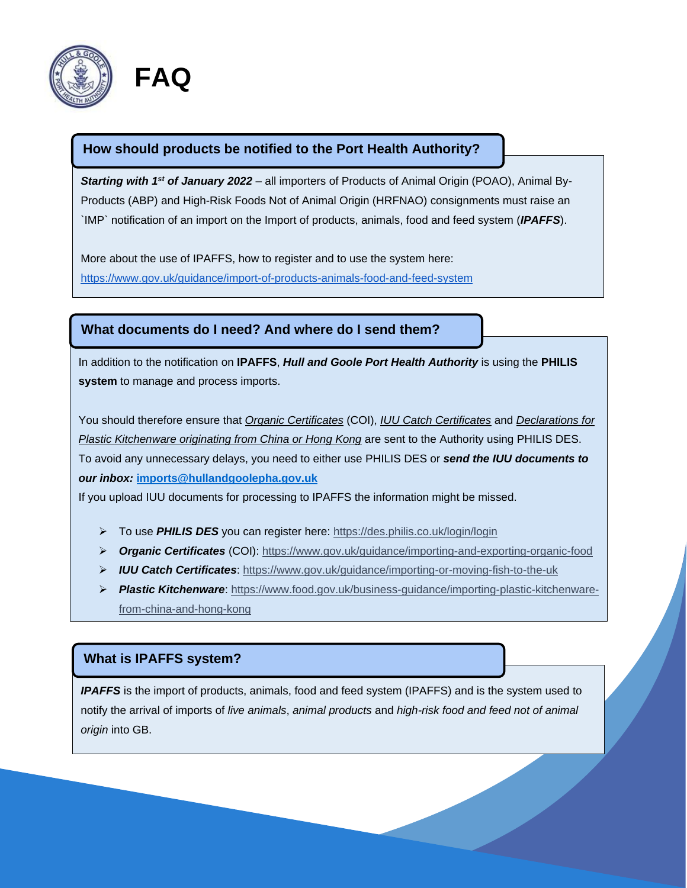# FAQ

## How should products be notified to the Port Health Authority?

***Starting with 1st of January 2022*** – all importers of Products of Animal Origin (POAO), Animal By-Products (ABP) and High-Risk Foods Not of Animal Origin (HRFNAO) consignments must raise an `IMP` notification of an import on the Import of products, animals, food and feed system (***IPAFFS***).

More about the use of IPAFFS, how to register and to use the system here: https://www.gov.uk/guidance/import-of-products-animals-food-and-feed-system

## What documents do I need? And where do I send them?

In addition to the notification on **IPAFFS**, ***Hull and Goole Port Health Authority*** is using the **PHILIS system** to manage and process imports.

You should therefore ensure that *Organic Certificates* (COI), *IUU Catch Certificates* and *Declarations for Plastic Kitchenware originating from China or Hong Kong* are sent to the Authority using PHILIS DES. To avoid any unnecessary delays, you need to either use PHILIS DES or ***send the IUU documents to our inbox:*** **imports@hullandgoolepha.gov.uk**
If you upload IUU documents for processing to IPAFFS the information might be missed.

- To use ***PHILIS DES*** you can register here: https://des.philis.co.uk/login/login
- ***Organic Certificates*** (COI): https://www.gov.uk/guidance/importing-and-exporting-organic-food
- ***IUU Catch Certificates***: https://www.gov.uk/guidance/importing-or-moving-fish-to-the-uk
- ***Plastic Kitchenware***: https://www.food.gov.uk/business-guidance/importing-plastic-kitchenware-from-china-and-hong-kong

## What is IPAFFS system?

***IPAFFS*** is the import of products, animals, food and feed system (IPAFFS) and is the system used to notify the arrival of imports of *live animals*, *animal products* and *high-risk food and feed not of animal origin* into GB.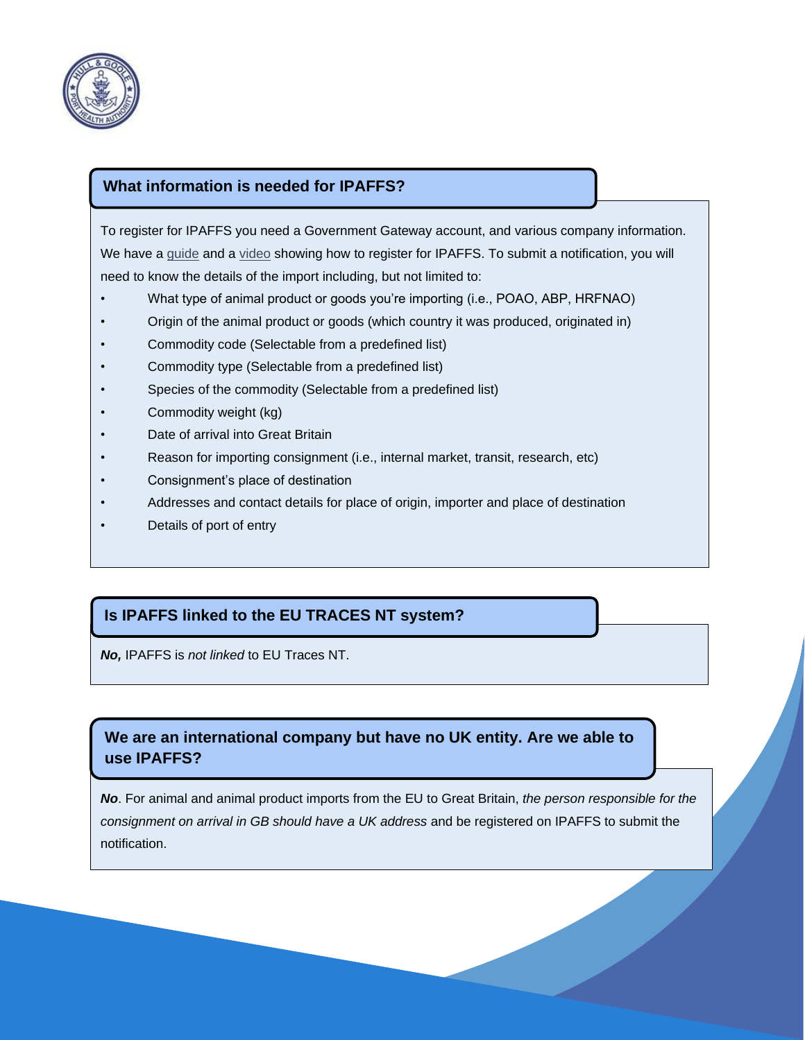## What information is needed for IPAFFS?

To register for IPAFFS you need a Government Gateway account, and various company information. We have a guide and a video showing how to register for IPAFFS. To submit a notification, you will need to know the details of the import including, but not limited to:

- What type of animal product or goods you're importing (i.e., POAO, ABP, HRFNAO)
- Origin of the animal product or goods (which country it was produced, originated in)
- Commodity code (Selectable from a predefined list)
- Commodity type (Selectable from a predefined list)
- Species of the commodity (Selectable from a predefined list)
- Commodity weight (kg)
- Date of arrival into Great Britain
- Reason for importing consignment (i.e., internal market, transit, research, etc)
- Consignment's place of destination
- Addresses and contact details for place of origin, importer and place of destination
- Details of port of entry

## Is IPAFFS linked to the EU TRACES NT system?

***No,*** IPAFFS is *not linked* to EU Traces NT.

## We are an international company but have no UK entity. Are we able to use IPAFFS?

***No***. For animal and animal product imports from the EU to Great Britain, *the person responsible for the consignment on arrival in GB should have a UK address* and be registered on IPAFFS to submit the notification.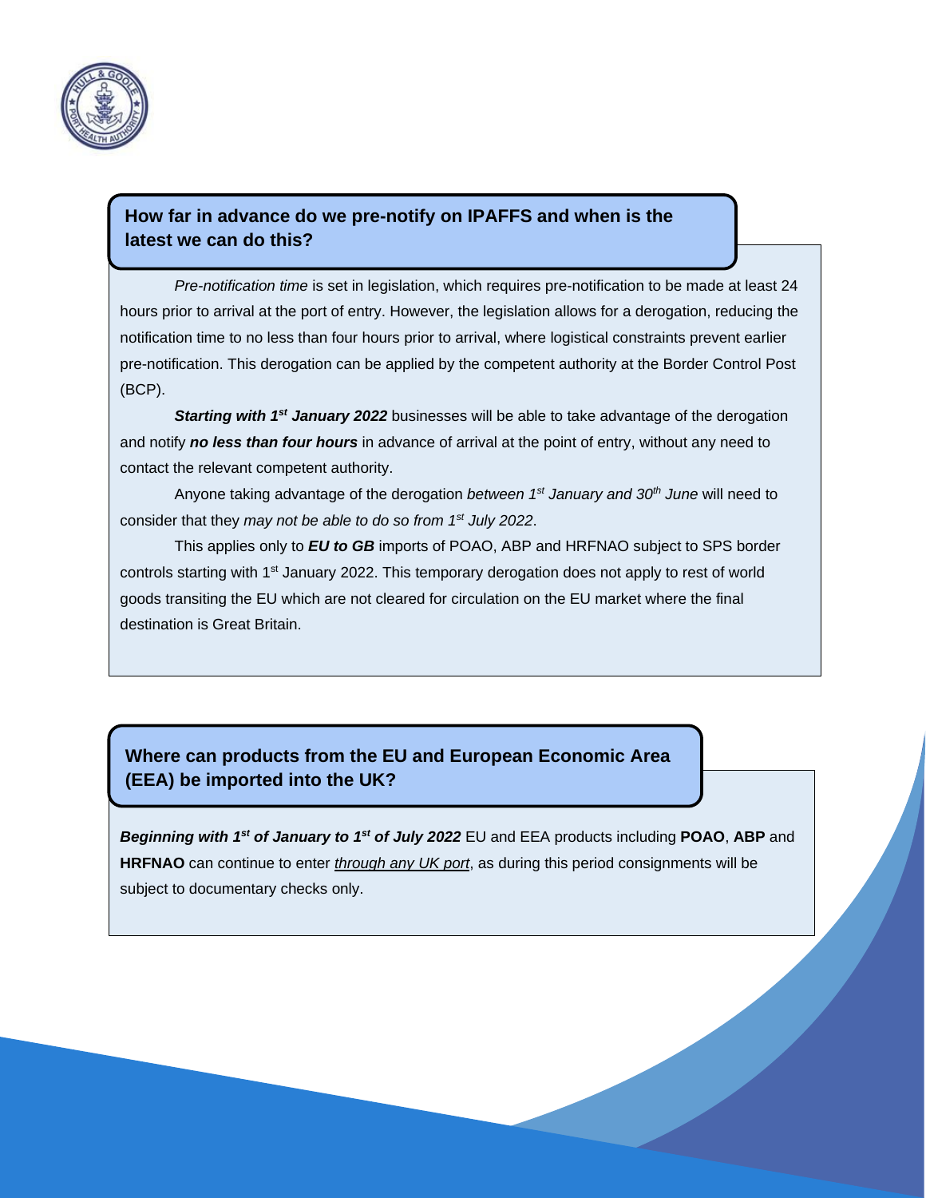## How far in advance do we pre-notify on IPAFFS and when is the latest we can do this?

*Pre-notification time* is set in legislation, which requires pre-notification to be made at least 24 hours prior to arrival at the port of entry. However, the legislation allows for a derogation, reducing the notification time to no less than four hours prior to arrival, where logistical constraints prevent earlier pre-notification. This derogation can be applied by the competent authority at the Border Control Post (BCP).

***Starting with 1st January 2022*** businesses will be able to take advantage of the derogation and notify ***no less than four hours*** in advance of arrival at the point of entry, without any need to contact the relevant competent authority.

Anyone taking advantage of the derogation *between 1st January and 30th June* will need to consider that they *may not be able to do so from 1st July 2022*.

This applies only to ***EU to GB*** imports of POAO, ABP and HRFNAO subject to SPS border controls starting with 1st January 2022. This temporary derogation does not apply to rest of world goods transiting the EU which are not cleared for circulation on the EU market where the final destination is Great Britain.

## Where can products from the EU and European Economic Area (EEA) be imported into the UK?

***Beginning with 1st of January to 1st of July 2022*** EU and EEA products including **POAO**, **ABP** and **HRFNAO** can continue to enter *through any UK port*, as during this period consignments will be subject to documentary checks only.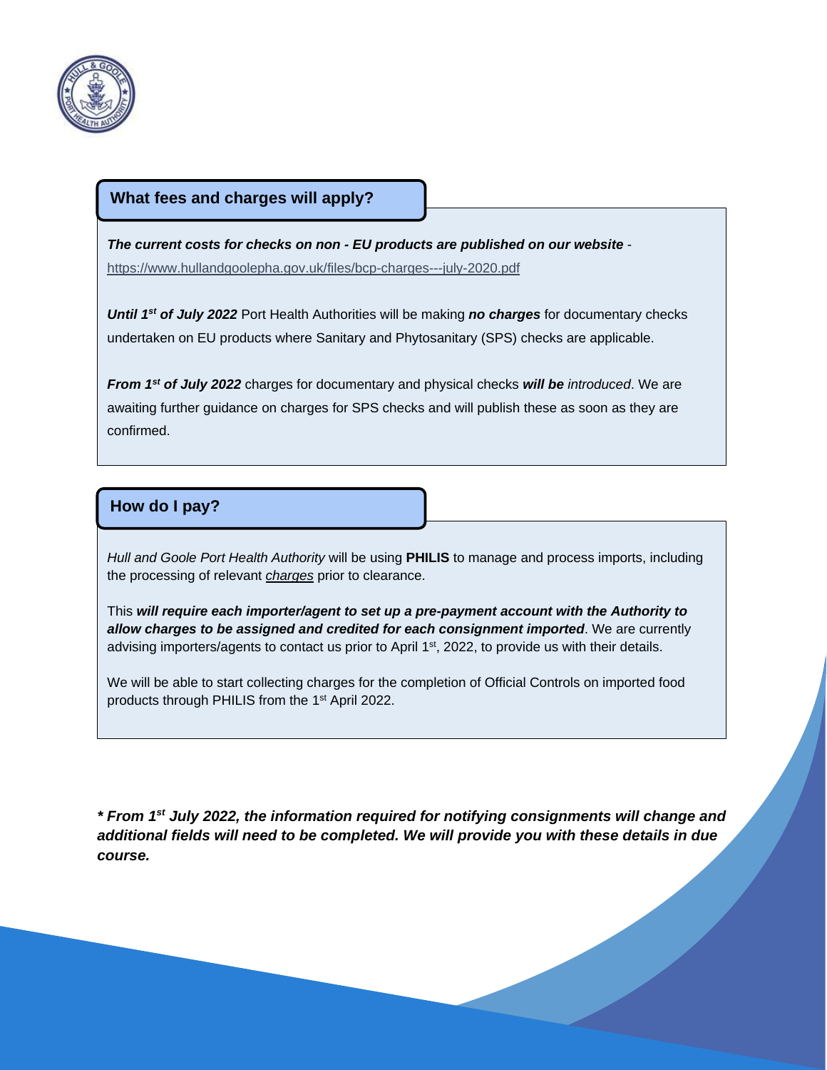## What fees and charges will apply?

***The current costs for checks on non - EU products are published on our website*** - https://www.hullandgoolepha.gov.uk/files/bcp-charges---july-2020.pdf

***Until 1st of July 2022*** Port Health Authorities will be making ***no charges*** for documentary checks undertaken on EU products where Sanitary and Phytosanitary (SPS) checks are applicable.

***From 1st of July 2022*** charges for documentary and physical checks ***will be** introduced*. We are awaiting further guidance on charges for SPS checks and will publish these as soon as they are confirmed.

## How do I pay?

*Hull and Goole Port Health Authority* will be using **PHILIS** to manage and process imports, including the processing of relevant *charges* prior to clearance.

This ***will require each importer/agent to set up a pre-payment account with the Authority to allow charges to be assigned and credited for each consignment imported***. We are currently advising importers/agents to contact us prior to April 1st, 2022, to provide us with their details.

We will be able to start collecting charges for the completion of Official Controls on imported food products through PHILIS from the 1st April 2022.

***\* From 1st July 2022, the information required for notifying consignments will change and additional fields will need to be completed. We will provide you with these details in due course.***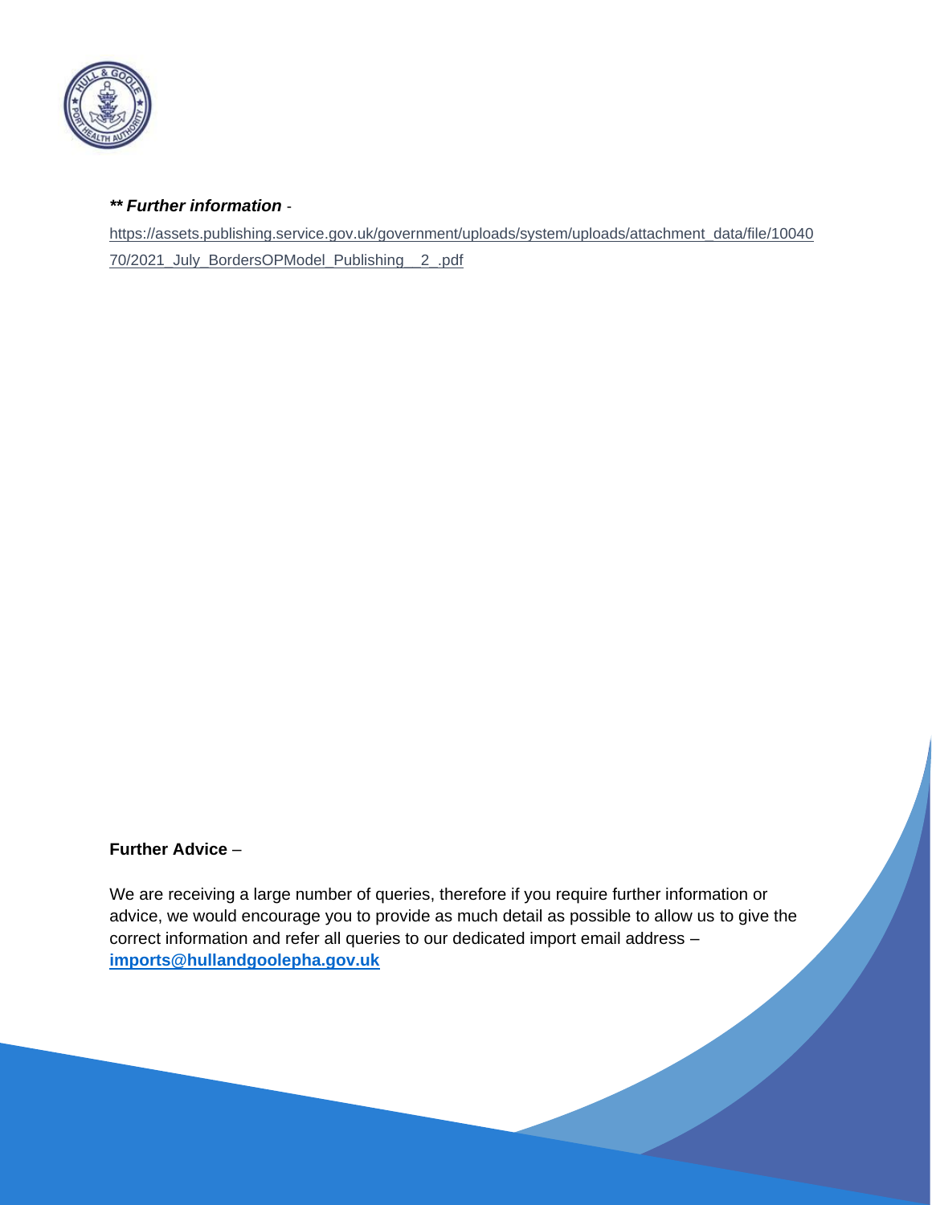***\*\* Further information*** -
https://assets.publishing.service.gov.uk/government/uploads/system/uploads/attachment_data/file/1004070/2021_July_BordersOPModel_Publishing__2_.pdf

**Further Advice** –

We are receiving a large number of queries, therefore if you require further information or advice, we would encourage you to provide as much detail as possible to allow us to give the correct information and refer all queries to our dedicated import email address – **imports@hullandgoolepha.gov.uk**